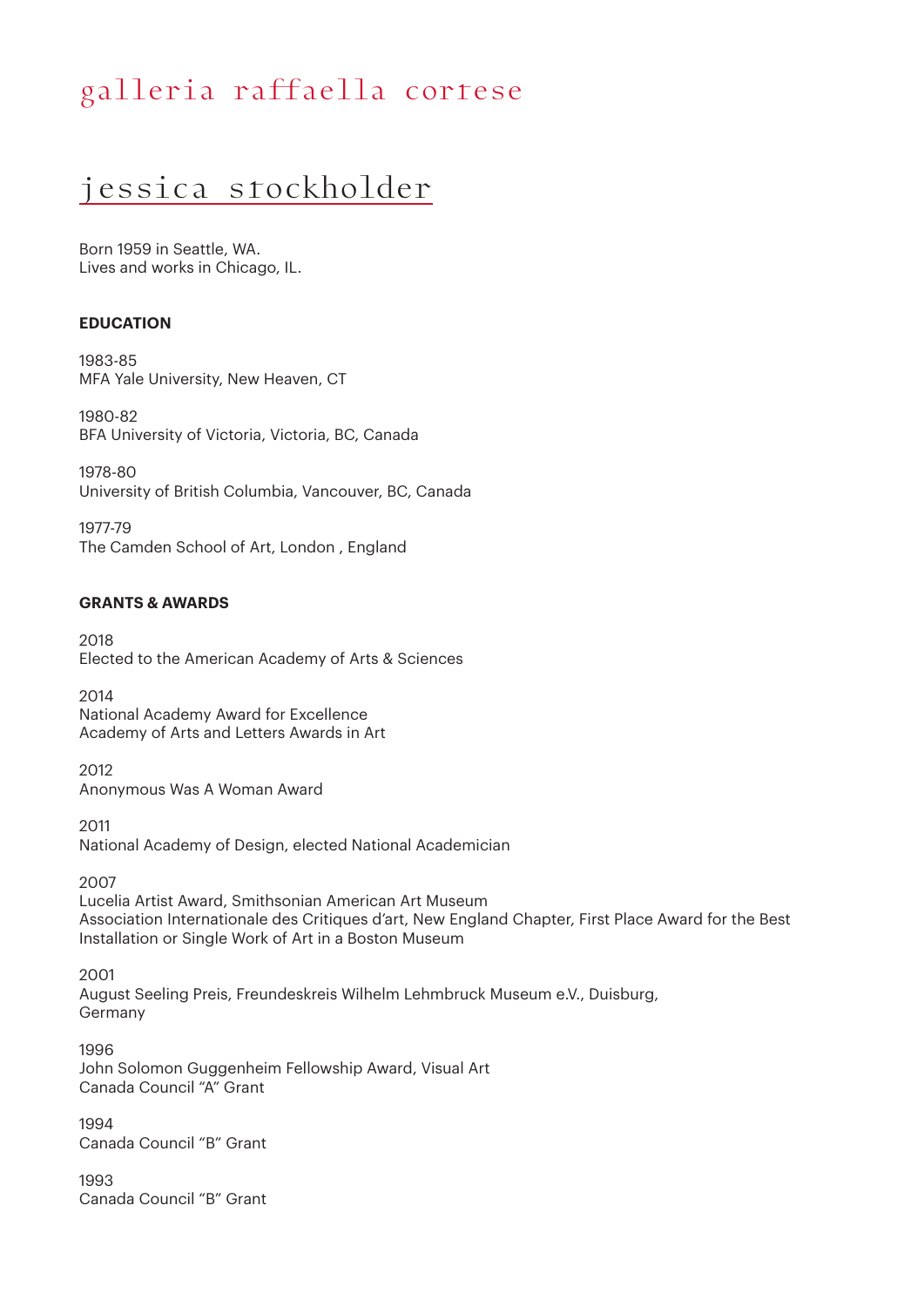# galleria raffaella cortese

## jessica stockholder

Born 1959 in Seattle, WA.
Lives and works in Chicago, IL.

**EDUCATION**

1983-85
MFA Yale University, New Heaven, CT

1980-82
BFA University of Victoria, Victoria, BC, Canada

1978-80
University of British Columbia, Vancouver, BC, Canada

1977-79
The Camden School of Art, London , England

**GRANTS & AWARDS**

2018
Elected to the American Academy of Arts & Sciences

2014
National Academy Award for Excellence
Academy of Arts and Letters Awards in Art

2012
Anonymous Was A Woman Award

2011
National Academy of Design, elected National Academician

2007
Lucelia Artist Award, Smithsonian American Art Museum
Association Internationale des Critiques d'art, New England Chapter, First Place Award for the Best Installation or Single Work of Art in a Boston Museum

2001
August Seeling Preis, Freundeskreis Wilhelm Lehmbruck Museum e.V., Duisburg, Germany

1996
John Solomon Guggenheim Fellowship Award, Visual Art
Canada Council "A" Grant

1994
Canada Council "B" Grant

1993
Canada Council "B" Grant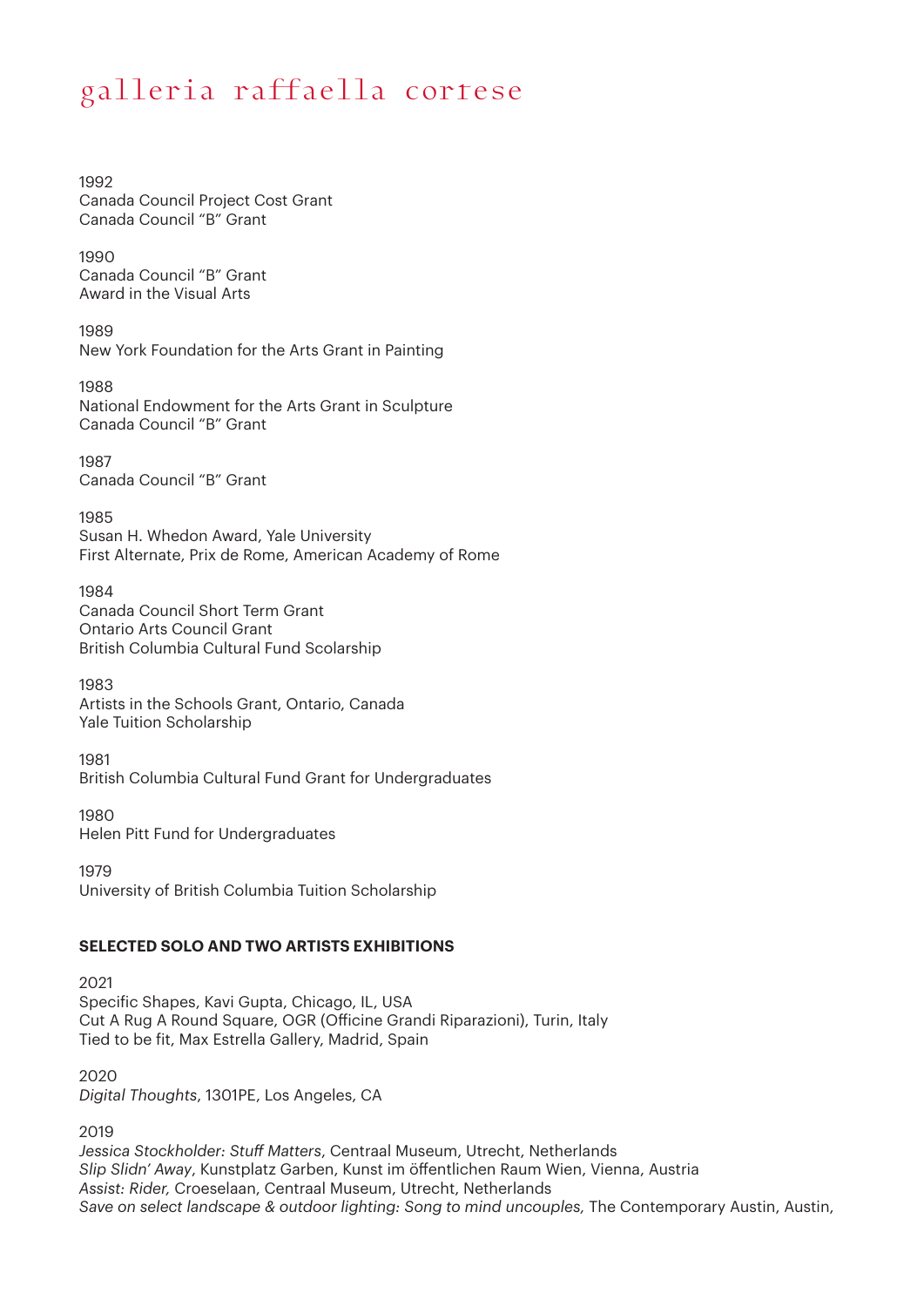1992
Canada Council Project Cost Grant
Canada Council "B" Grant

1990
Canada Council "B" Grant
Award in the Visual Arts

1989
New York Foundation for the Arts Grant in Painting

1988
National Endowment for the Arts Grant in Sculpture
Canada Council "B" Grant

1987
Canada Council "B" Grant

1985
Susan H. Whedon Award, Yale University
First Alternate, Prix de Rome, American Academy of Rome

1984
Canada Council Short Term Grant
Ontario Arts Council Grant
British Columbia Cultural Fund Scolarship

1983
Artists in the Schools Grant, Ontario, Canada
Yale Tuition Scholarship

1981
British Columbia Cultural Fund Grant for Undergraduates

1980
Helen Pitt Fund for Undergraduates

1979
University of British Columbia Tuition Scholarship

**SELECTED SOLO AND TWO ARTISTS EXHIBITIONS**

2021
Specific Shapes, Kavi Gupta, Chicago, IL, USA
Cut A Rug A Round Square, OGR (Officine Grandi Riparazioni), Turin, Italy
Tied to be fit, Max Estrella Gallery, Madrid, Spain

2020
*Digital Thoughts*, 1301PE, Los Angeles, CA

2019
*Jessica Stockholder: Stuff Matters*, Centraal Museum, Utrecht, Netherlands
*Slip Slidn' Away*, Kunstplatz Garben, Kunst im öffentlichen Raum Wien, Vienna, Austria
*Assist: Rider,* Croeselaan, Centraal Museum, Utrecht, Netherlands
*Save on select landscape & outdoor lighting: Song to mind uncouples,* The Contemporary Austin, Austin,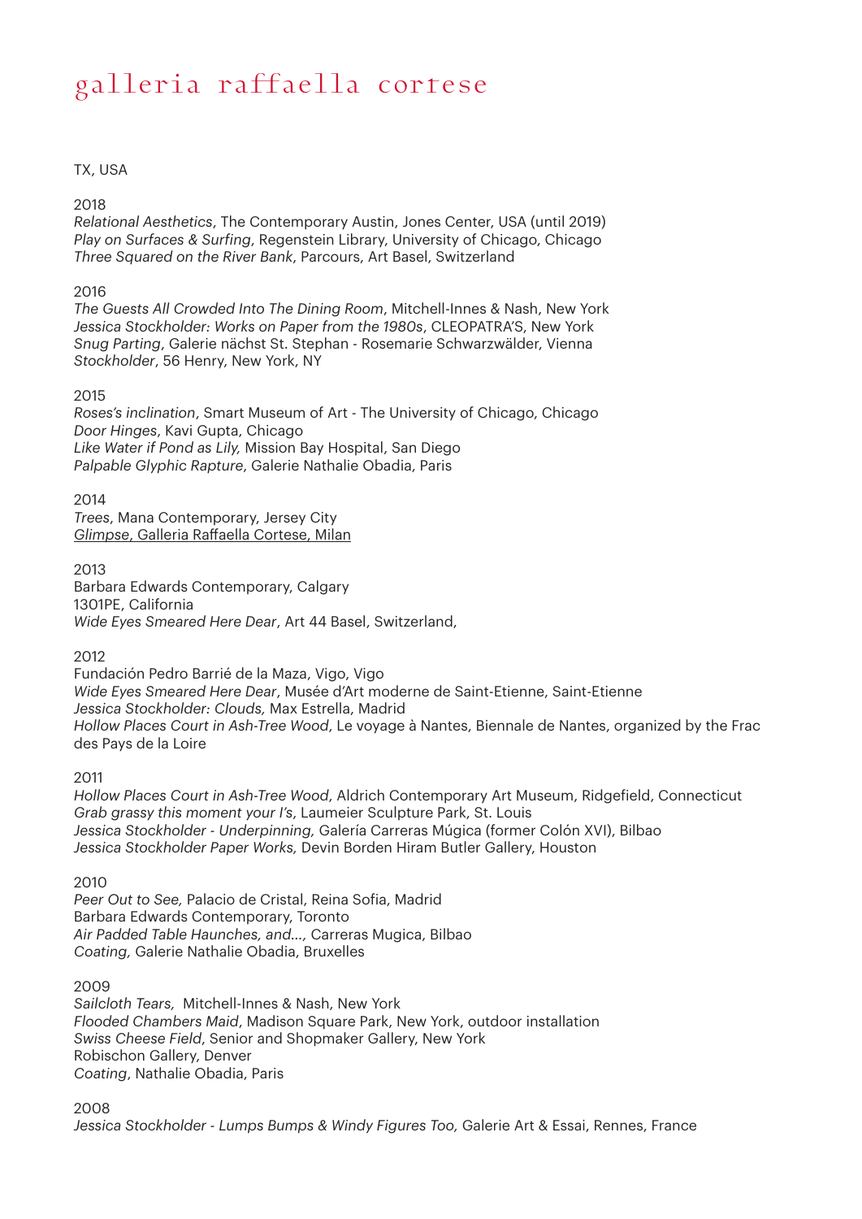TX, USA

2018
*Relational Aesthetics*, The Contemporary Austin, Jones Center, USA (until 2019)
*Play on Surfaces & Surfing*, Regenstein Library, University of Chicago, Chicago
*Three Squared on the River Bank*, Parcours, Art Basel, Switzerland

2016
*The Guests All Crowded Into The Dining Room*, Mitchell-Innes & Nash, New York
*Jessica Stockholder: Works on Paper from the 1980s*, CLEOPATRA'S, New York
*Snug Parting*, Galerie nächst St. Stephan - Rosemarie Schwarzwälder, Vienna
*Stockholder*, 56 Henry, New York, NY

2015
*Roses's inclination*, Smart Museum of Art - The University of Chicago, Chicago
*Door Hinges*, Kavi Gupta, Chicago
*Like Water if Pond as Lily,* Mission Bay Hospital, San Diego
*Palpable Glyphic Rapture*, Galerie Nathalie Obadia, Paris

2014
*Trees*, Mana Contemporary, Jersey City
*Glimpse*, Galleria Raffaella Cortese, Milan

2013
Barbara Edwards Contemporary, Calgary
1301PE, California
*Wide Eyes Smeared Here Dear*, Art 44 Basel, Switzerland,

2012
Fundación Pedro Barrié de la Maza, Vigo, Vigo
*Wide Eyes Smeared Here Dear*, Musée d'Art moderne de Saint-Etienne, Saint-Etienne
*Jessica Stockholder: Clouds,* Max Estrella, Madrid
*Hollow Places Court in Ash-Tree Wood*, Le voyage à Nantes, Biennale de Nantes, organized by the Frac des Pays de la Loire

2011
*Hollow Places Court in Ash-Tree Wood*, Aldrich Contemporary Art Museum, Ridgefield, Connecticut
*Grab grassy this moment your I's*, Laumeier Sculpture Park, St. Louis
*Jessica Stockholder - Underpinning,* Galería Carreras Múgica (former Colón XVI), Bilbao
*Jessica Stockholder Paper Works,* Devin Borden Hiram Butler Gallery, Houston

2010
*Peer Out to See,* Palacio de Cristal, Reina Sofia, Madrid
Barbara Edwards Contemporary, Toronto
*Air Padded Table Haunches, and...,* Carreras Mugica, Bilbao
*Coating,* Galerie Nathalie Obadia, Bruxelles

2009
*Sailcloth Tears,* Mitchell-Innes & Nash, New York
*Flooded Chambers Maid*, Madison Square Park, New York, outdoor installation
*Swiss Cheese Field*, Senior and Shopmaker Gallery, New York
Robischon Gallery, Denver
*Coating*, Nathalie Obadia, Paris

2008
*Jessica Stockholder - Lumps Bumps & Windy Figures Too,* Galerie Art & Essai, Rennes, France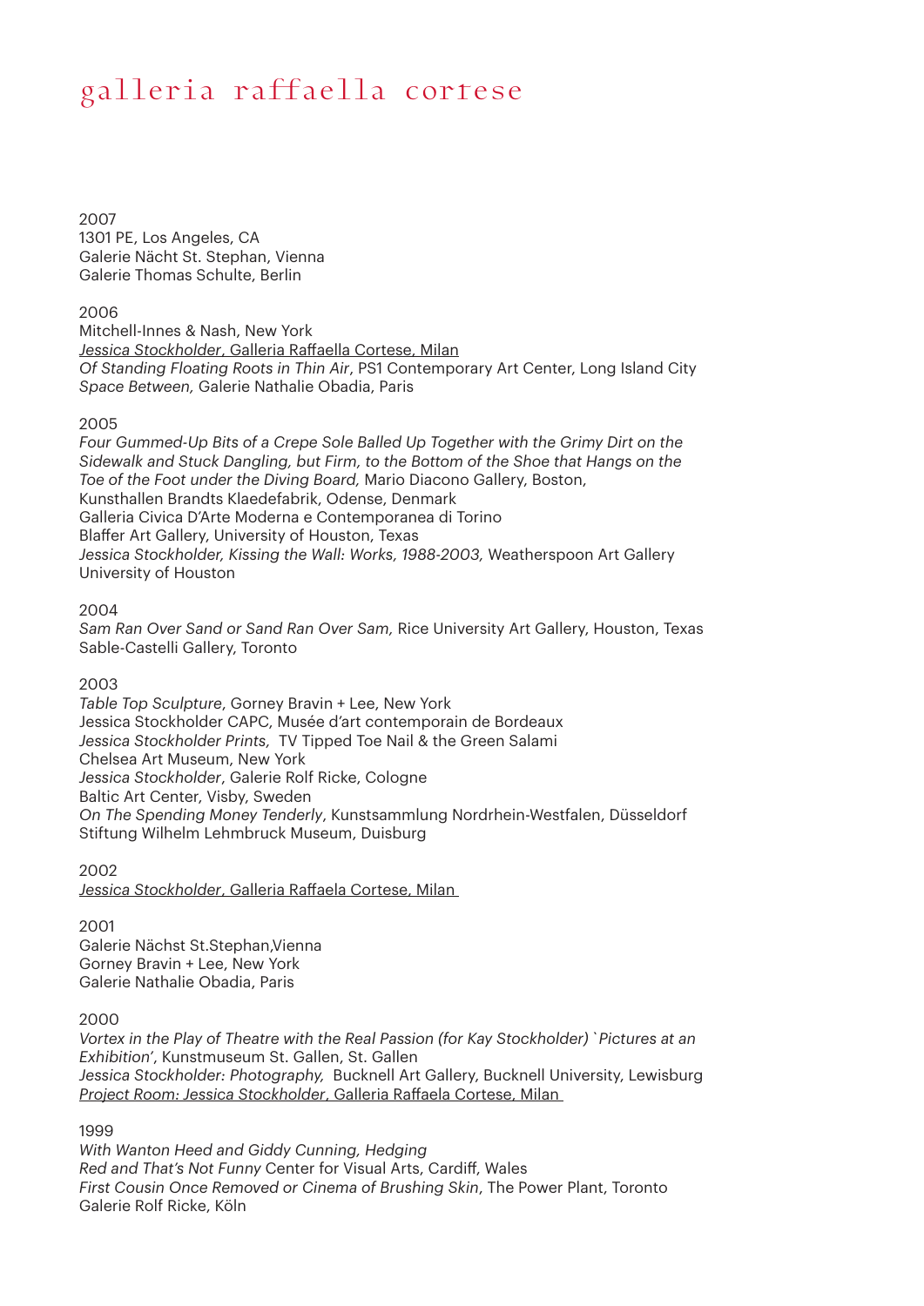2007
1301 PE, Los Angeles, CA
Galerie Nächt St. Stephan, Vienna
Galerie Thomas Schulte, Berlin

2006
Mitchell-Innes & Nash, New York
*Jessica Stockholder*, Galleria Raffaella Cortese, Milan
*Of Standing Floating Roots in Thin Air*, PS1 Contemporary Art Center, Long Island City
*Space Between,* Galerie Nathalie Obadia, Paris

2005
*Four Gummed-Up Bits of a Crepe Sole Balled Up Together with the Grimy Dirt on the Sidewalk and Stuck Dangling, but Firm, to the Bottom of the Shoe that Hangs on the Toe of the Foot under the Diving Board,* Mario Diacono Gallery, Boston,
Kunsthallen Brandts Klaedefabrik, Odense, Denmark
Galleria Civica D'Arte Moderna e Contemporanea di Torino
Blaffer Art Gallery, University of Houston, Texas
*Jessica Stockholder, Kissing the Wall: Works, 1988-2003,* Weatherspoon Art Gallery
University of Houston

2004
*Sam Ran Over Sand or Sand Ran Over Sam,* Rice University Art Gallery, Houston, Texas
Sable-Castelli Gallery, Toronto

2003
*Table Top Sculpture*, Gorney Bravin + Lee, New York
Jessica Stockholder CAPC, Musée d'art contemporain de Bordeaux
*Jessica Stockholder Prints,* TV Tipped Toe Nail & the Green Salami
Chelsea Art Museum, New York
*Jessica Stockholder*, Galerie Rolf Ricke, Cologne
Baltic Art Center, Visby, Sweden
*On The Spending Money Tenderly*, Kunstsammlung Nordrhein-Westfalen, Düsseldorf
Stiftung Wilhelm Lehmbruck Museum, Duisburg

2002
*Jessica Stockholder*, Galleria Raffaela Cortese, Milan

2001
Galerie Nächst St.Stephan,Vienna
Gorney Bravin + Lee, New York
Galerie Nathalie Obadia, Paris

2000
*Vortex in the Play of Theatre with the Real Passion (for Kay Stockholder) `Pictures at an Exhibition'*, Kunstmuseum St. Gallen, St. Gallen
*Jessica Stockholder: Photography,* Bucknell Art Gallery, Bucknell University, Lewisburg
*Project Room: Jessica Stockholder*, Galleria Raffaela Cortese, Milan

1999
*With Wanton Heed and Giddy Cunning, Hedging*
*Red and That's Not Funny* Center for Visual Arts, Cardiff, Wales
*First Cousin Once Removed or Cinema of Brushing Skin*, The Power Plant, Toronto
Galerie Rolf Ricke, Köln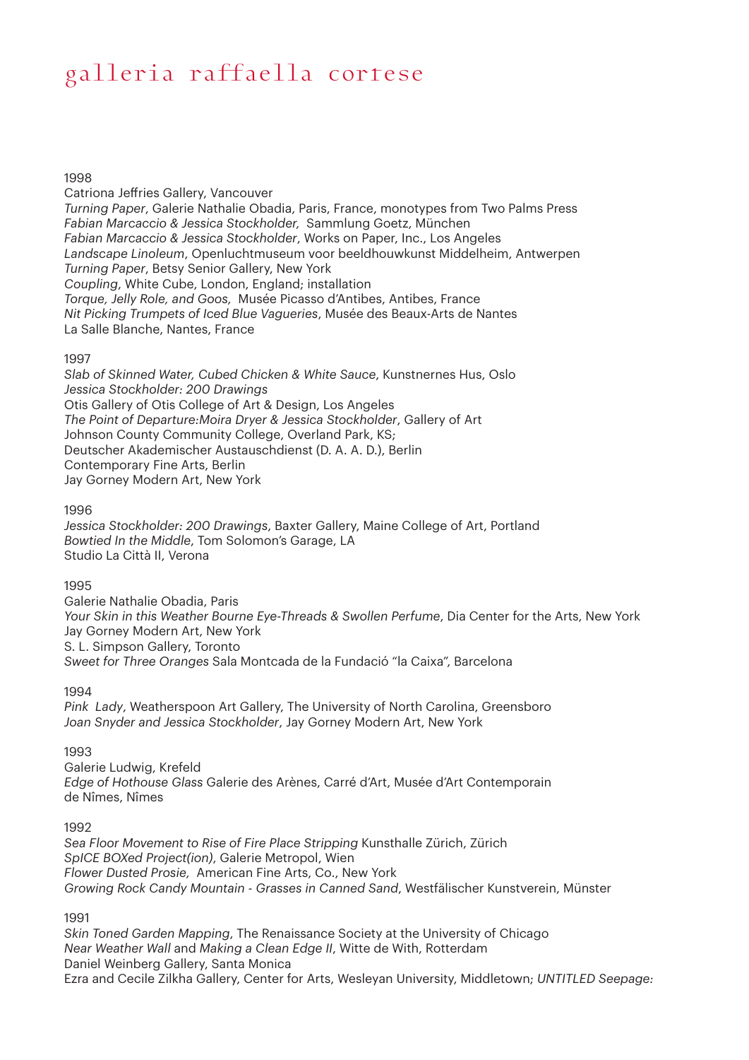1998

Catriona Jeffries Gallery, Vancouver

*Turning Paper*, Galerie Nathalie Obadia, Paris, France, monotypes from Two Palms Press

*Fabian Marcaccio & Jessica Stockholder,* Sammlung Goetz, München

*Fabian Marcaccio & Jessica Stockholder*, Works on Paper, Inc., Los Angeles

*Landscape Linoleum*, Openluchtmuseum voor beeldhouwkunst Middelheim, Antwerpen

*Turning Paper*, Betsy Senior Gallery, New York

*Coupling*, White Cube, London, England; installation

*Torque, Jelly Role, and Goos,* Musée Picasso d'Antibes, Antibes, France

*Nit Picking Trumpets of Iced Blue Vagueries*, Musée des Beaux-Arts de Nantes

La Salle Blanche, Nantes, France

1997

*Slab of Skinned Water, Cubed Chicken & White Sauce*, Kunstnernes Hus, Oslo

*Jessica Stockholder: 200 Drawings*

Otis Gallery of Otis College of Art & Design, Los Angeles

*The Point of Departure:Moira Dryer & Jessica Stockholder*, Gallery of Art

Johnson County Community College, Overland Park, KS;

Deutscher Akademischer Austauschdienst (D. A. A. D.), Berlin

Contemporary Fine Arts, Berlin

Jay Gorney Modern Art, New York

1996

*Jessica Stockholder: 200 Drawings*, Baxter Gallery, Maine College of Art, Portland

*Bowtied In the Middle*, Tom Solomon's Garage, LA

Studio La Città II, Verona

1995

Galerie Nathalie Obadia, Paris

*Your Skin in this Weather Bourne Eye-Threads & Swollen Perfume*, Dia Center for the Arts, New York

Jay Gorney Modern Art, New York

S. L. Simpson Gallery, Toronto

*Sweet for Three Oranges* Sala Montcada de la Fundació "la Caixa", Barcelona

1994

*Pink Lady*, Weatherspoon Art Gallery, The University of North Carolina, Greensboro

*Joan Snyder and Jessica Stockholder*, Jay Gorney Modern Art, New York

1993

Galerie Ludwig, Krefeld

*Edge of Hothouse Glass* Galerie des Arènes, Carré d'Art, Musée d'Art Contemporain de Nîmes, Nîmes

1992

*Sea Floor Movement to Rise of Fire Place Stripping* Kunsthalle Zürich, Zürich

*SpICE BOXed Project(ion)*, Galerie Metropol, Wien

*Flower Dusted Prosie,* American Fine Arts, Co., New York

*Growing Rock Candy Mountain - Grasses in Canned Sand*, Westfälischer Kunstverein, Münster

1991

*Skin Toned Garden Mapping*, The Renaissance Society at the University of Chicago

*Near Weather Wall* and *Making a Clean Edge II*, Witte de With, Rotterdam

Daniel Weinberg Gallery, Santa Monica

Ezra and Cecile Zilkha Gallery, Center for Arts, Wesleyan University, Middletown; *UNTITLED Seepage:*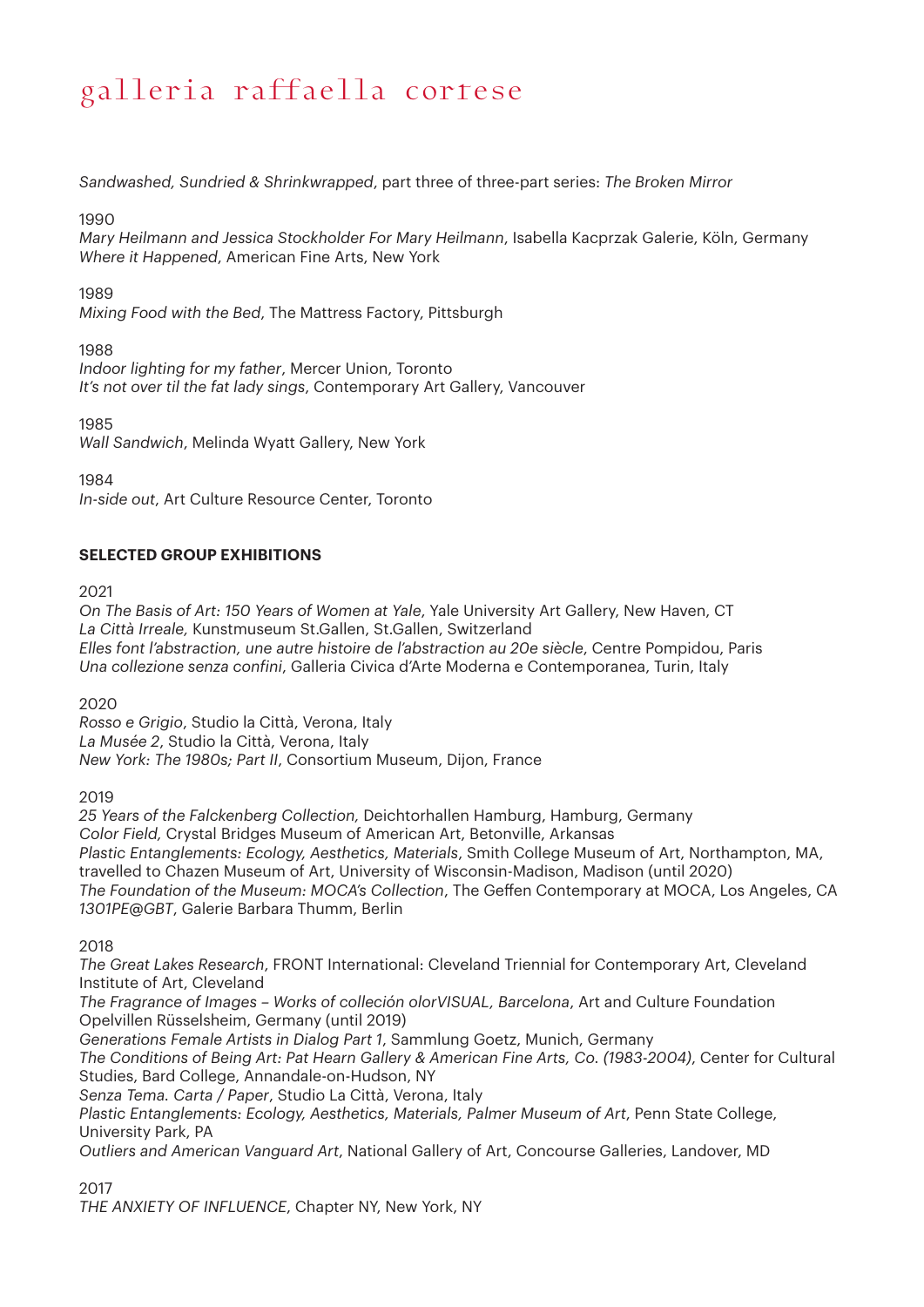*Sandwashed, Sundried & Shrinkwrapped*, part three of three-part series: *The Broken Mirror*

1990
*Mary Heilmann and Jessica Stockholder For Mary Heilmann*, Isabella Kacprzak Galerie, Köln, Germany
*Where it Happened*, American Fine Arts, New York

1989
*Mixing Food with the Bed*, The Mattress Factory, Pittsburgh

1988
*Indoor lighting for my father*, Mercer Union, Toronto
*It's not over til the fat lady sings*, Contemporary Art Gallery, Vancouver

1985
*Wall Sandwich*, Melinda Wyatt Gallery, New York

1984
*In-side out*, Art Culture Resource Center, Toronto

**SELECTED GROUP EXHIBITIONS**

2021
*On The Basis of Art: 150 Years of Women at Yale*, Yale University Art Gallery, New Haven, CT
*La Città Irreale*, Kunstmuseum St.Gallen, St.Gallen, Switzerland
*Elles font l'abstraction, une autre histoire de l'abstraction au 20e siècle*, Centre Pompidou, Paris
*Una collezione senza confini*, Galleria Civica d'Arte Moderna e Contemporanea, Turin, Italy

2020
*Rosso e Grigio*, Studio la Città, Verona, Italy
*La Musée 2*, Studio la Città, Verona, Italy
*New York: The 1980s; Part II*, Consortium Museum, Dijon, France

2019
*25 Years of the Falckenberg Collection*, Deichtorhallen Hamburg, Hamburg, Germany
*Color Field*, Crystal Bridges Museum of American Art, Betonville, Arkansas
*Plastic Entanglements: Ecology, Aesthetics, Materials*, Smith College Museum of Art, Northampton, MA, travelled to Chazen Museum of Art, University of Wisconsin-Madison, Madison (until 2020)
*The Foundation of the Museum: MOCA's Collection*, The Geffen Contemporary at MOCA, Los Angeles, CA
*1301PE@GBT*, Galerie Barbara Thumm, Berlin

2018
*The Great Lakes Research*, FRONT International: Cleveland Triennial for Contemporary Art, Cleveland Institute of Art, Cleveland
*The Fragrance of Images – Works of colleción olorVISUAL, Barcelona*, Art and Culture Foundation Opelvillen Rüsselsheim, Germany (until 2019)
*Generations Female Artists in Dialog Part 1*, Sammlung Goetz, Munich, Germany
*The Conditions of Being Art: Pat Hearn Gallery & American Fine Arts, Co. (1983-2004)*, Center for Cultural Studies, Bard College, Annandale-on-Hudson, NY
*Senza Tema. Carta / Paper*, Studio La Città, Verona, Italy
*Plastic Entanglements: Ecology, Aesthetics, Materials, Palmer Museum of Art*, Penn State College, University Park, PA
*Outliers and American Vanguard Art*, National Gallery of Art, Concourse Galleries, Landover, MD

2017
*THE ANXIETY OF INFLUENCE*, Chapter NY, New York, NY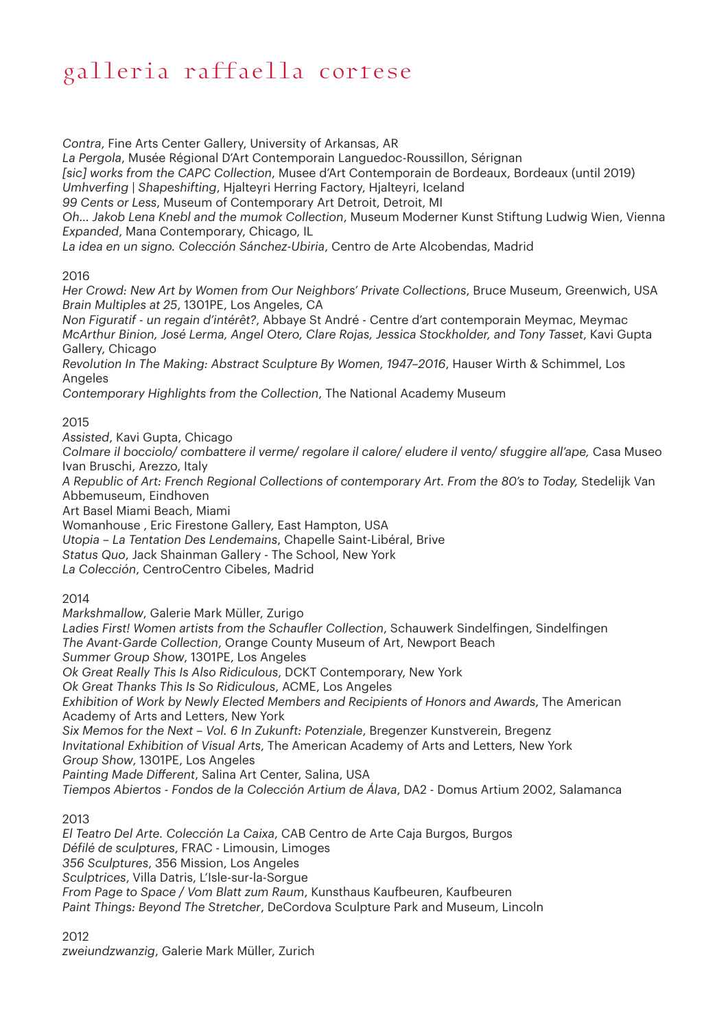*Contra*, Fine Arts Center Gallery, University of Arkansas, AR
*La Pergola*, Musée Régional D'Art Contemporain Languedoc-Roussillon, Sérignan
*[sic] works from the CAPC Collection*, Musee d'Art Contemporain de Bordeaux, Bordeaux (until 2019)
*Umhverfing | Shapeshifting*, Hjalteyri Herring Factory, Hjalteyri, Iceland
*99 Cents or Less*, Museum of Contemporary Art Detroit, Detroit, MI
*Oh... Jakob Lena Knebl and the mumok Collection*, Museum Moderner Kunst Stiftung Ludwig Wien, Vienna
*Expanded*, Mana Contemporary, Chicago, IL
*La idea en un signo. Colección Sánchez-Ubiria*, Centro de Arte Alcobendas, Madrid

2016
*Her Crowd: New Art by Women from Our Neighbors' Private Collections*, Bruce Museum, Greenwich, USA
*Brain Multiples at 25*, 1301PE, Los Angeles, CA
*Non Figuratif - un regain d'intérêt?*, Abbaye St André - Centre d'art contemporain Meymac, Meymac
*McArthur Binion, José Lerma, Angel Otero, Clare Rojas, Jessica Stockholder, and Tony Tasset*, Kavi Gupta Gallery, Chicago
*Revolution In The Making: Abstract Sculpture By Women, 1947–2016*, Hauser Wirth & Schimmel, Los Angeles
*Contemporary Highlights from the Collection*, The National Academy Museum

2015
*Assisted*, Kavi Gupta, Chicago
*Colmare il bocciolo/ combattere il verme/ regolare il calore/ eludere il vento/ sfuggire all'ape,* Casa Museo Ivan Bruschi, Arezzo, Italy
*A Republic of Art: French Regional Collections of contemporary Art. From the 80's to Today,* Stedelijk Van Abbemuseum, Eindhoven
Art Basel Miami Beach, Miami
Womanhouse , Eric Firestone Gallery, East Hampton, USA
*Utopia – La Tentation Des Lendemains*, Chapelle Saint-Libéral, Brive
*Status Quo*, Jack Shainman Gallery - The School, New York
*La Colección*, CentroCentro Cibeles, Madrid

2014
*Markshmallow*, Galerie Mark Müller, Zurigo
*Ladies First! Women artists from the Schaufler Collection*, Schauwerk Sindelfingen, Sindelfingen
*The Avant-Garde Collection*, Orange County Museum of Art, Newport Beach
*Summer Group Show*, 1301PE, Los Angeles
*Ok Great Really This Is Also Ridiculous*, DCKT Contemporary, New York
*Ok Great Thanks This Is So Ridiculous*, ACME, Los Angeles
*Exhibition of Work by Newly Elected Members and Recipients of Honors and Awards*, The American Academy of Arts and Letters, New York
*Six Memos for the Next – Vol. 6 In Zukunft: Potenziale*, Bregenzer Kunstverein, Bregenz
*Invitational Exhibition of Visual Arts*, The American Academy of Arts and Letters, New York
*Group Show*, 1301PE, Los Angeles
*Painting Made Different*, Salina Art Center, Salina, USA
*Tiempos Abiertos - Fondos de la Colección Artium de Álava*, DA2 - Domus Artium 2002, Salamanca

2013
*El Teatro Del Arte. Colección La Caixa*, CAB Centro de Arte Caja Burgos, Burgos
*Défilé de sculptures*, FRAC - Limousin, Limoges
*356 Sculptures*, 356 Mission, Los Angeles
*Sculptrices*, Villa Datris, L'Isle-sur-la-Sorgue
*From Page to Space / Vom Blatt zum Raum*, Kunsthaus Kaufbeuren, Kaufbeuren
*Paint Things: Beyond The Stretcher*, DeCordova Sculpture Park and Museum, Lincoln

2012
*zweiundzwanzig*, Galerie Mark Müller, Zurich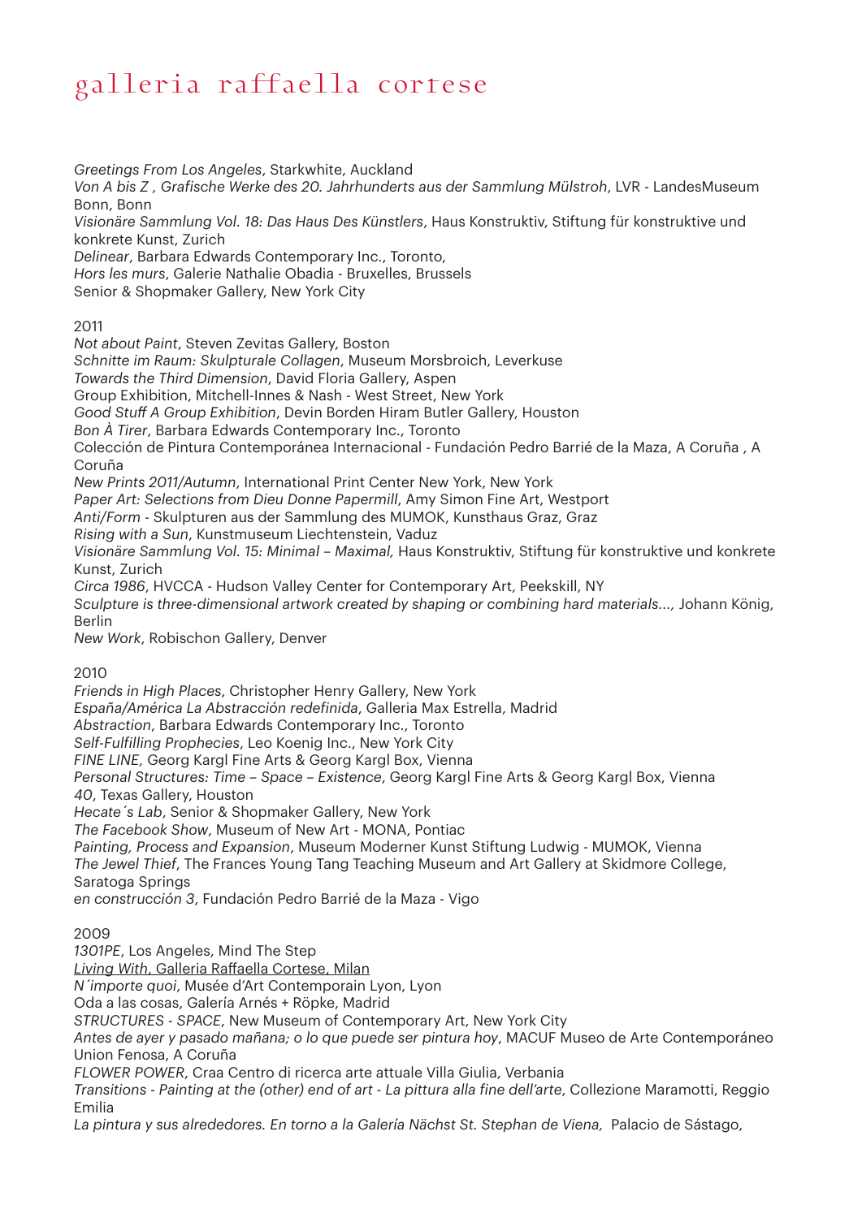*Greetings From Los Angeles*, Starkwhite, Auckland
*Von A bis Z , Grafische Werke des 20. Jahrhunderts aus der Sammlung Mülstroh*, LVR - LandesMuseum Bonn, Bonn
*Visionäre Sammlung Vol. 18: Das Haus Des Künstlers*, Haus Konstruktiv, Stiftung für konstruktive und konkrete Kunst, Zurich
*Delinear*, Barbara Edwards Contemporary Inc., Toronto,
*Hors les murs*, Galerie Nathalie Obadia - Bruxelles, Brussels
Senior & Shopmaker Gallery, New York City

2011
*Not about Paint*, Steven Zevitas Gallery, Boston
*Schnitte im Raum: Skulpturale Collagen*, Museum Morsbroich, Leverkuse
*Towards the Third Dimension*, David Floria Gallery, Aspen
Group Exhibition, Mitchell-Innes & Nash - West Street, New York
*Good Stuff A Group Exhibition*, Devin Borden Hiram Butler Gallery, Houston
*Bon À Tirer*, Barbara Edwards Contemporary Inc., Toronto
Colección de Pintura Contemporánea Internacional - Fundación Pedro Barrié de la Maza, A Coruña , A Coruña
*New Prints 2011/Autumn*, International Print Center New York, New York
*Paper Art: Selections from Dieu Donne Papermill*, Amy Simon Fine Art, Westport
*Anti/Form* - Skulpturen aus der Sammlung des MUMOK, Kunsthaus Graz, Graz
*Rising with a Sun*, Kunstmuseum Liechtenstein, Vaduz
*Visionäre Sammlung Vol. 15: Minimal – Maximal,* Haus Konstruktiv, Stiftung für konstruktive und konkrete Kunst, Zurich
*Circa 1986*, HVCCA - Hudson Valley Center for Contemporary Art, Peekskill, NY
*Sculpture is three-dimensional artwork created by shaping or combining hard materials...,* Johann König, Berlin
*New Work*, Robischon Gallery, Denver

2010
*Friends in High Places*, Christopher Henry Gallery, New York
*España/América La Abstracción redefinida*, Galleria Max Estrella, Madrid
*Abstraction*, Barbara Edwards Contemporary Inc., Toronto
*Self-Fulfilling Prophecies*, Leo Koenig Inc., New York City
*FINE LINE,* Georg Kargl Fine Arts & Georg Kargl Box, Vienna
*Personal Structures: Time – Space – Existence*, Georg Kargl Fine Arts & Georg Kargl Box, Vienna
*40*, Texas Gallery, Houston
*Hecate´s Lab*, Senior & Shopmaker Gallery, New York
*The Facebook Show*, Museum of New Art - MONA, Pontiac
*Painting, Process and Expansion*, Museum Moderner Kunst Stiftung Ludwig - MUMOK, Vienna
*The Jewel Thief*, The Frances Young Tang Teaching Museum and Art Gallery at Skidmore College, Saratoga Springs
*en construcción 3*, Fundación Pedro Barrié de la Maza - Vigo

2009
*1301PE*, Los Angeles, Mind The Step
*Living With*, Galleria Raffaella Cortese, Milan
*N´importe quoi*, Musée d'Art Contemporain Lyon, Lyon
Oda a las cosas, Galería Arnés + Röpke, Madrid
*STRUCTURES - SPACE*, New Museum of Contemporary Art, New York City
*Antes de ayer y pasado mañana; o lo que puede ser pintura hoy*, MACUF Museo de Arte Contemporáneo Union Fenosa, A Coruña
*FLOWER POWER*, Craa Centro di ricerca arte attuale Villa Giulia, Verbania
*Transitions - Painting at the (other) end of art - La pittura alla fine dell'arte*, Collezione Maramotti, Reggio Emilia
*La pintura y sus alrededores. En torno a la Galería Nächst St. Stephan de Viena,* Palacio de Sástago,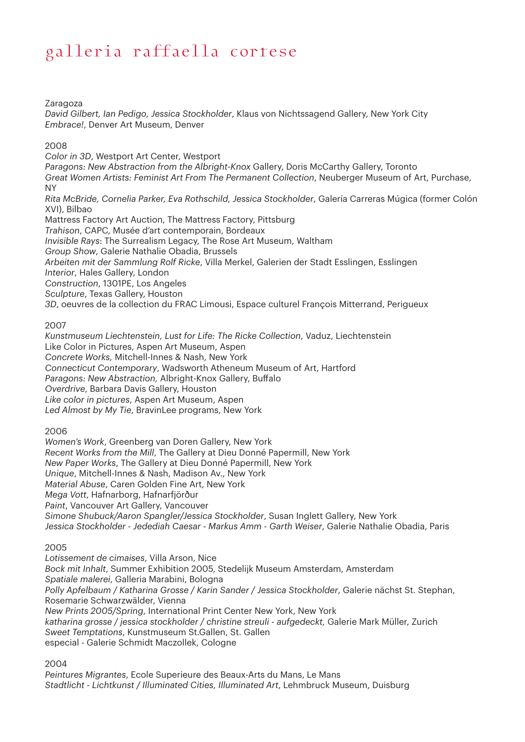Zaragoza
*David Gilbert, Ian Pedigo, Jessica Stockholder*, Klaus von Nichtssagend Gallery, New York City
*Embrace!*, Denver Art Museum, Denver

2008
*Color in 3D*, Westport Art Center, Westport
*Paragons: New Abstraction from the Albright-Knox* Gallery, Doris McCarthy Gallery, Toronto
*Great Women Artists: Feminist Art From The Permanent Collection*, Neuberger Museum of Art, Purchase, NY
*Rita McBride, Cornelia Parker, Eva Rothschild, Jessica Stockholder*, Galería Carreras Múgica (former Colón XVI), Bilbao
Mattress Factory Art Auction, The Mattress Factory, Pittsburg
*Trahison*, CAPC, Musée d'art contemporain, Bordeaux
*Invisible Rays*: The Surrealism Legacy, The Rose Art Museum, Waltham
*Group Show*, Galerie Nathalie Obadia, Brussels
*Arbeiten mit der Sammlung Rolf Ricke*, Villa Merkel, Galerien der Stadt Esslingen, Esslingen
*Interior*, Hales Gallery, London
*Construction*, 1301PE, Los Angeles
*Sculpture*, Texas Gallery, Houston
*3D*, oeuvres de la collection du FRAC Limousi, Espace culturel François Mitterrand, Perigueux

2007
*Kunstmuseum Liechtenstein, Lust for Life: The Ricke Collection*, Vaduz, Liechtenstein
Like Color in Pictures, Aspen Art Museum, Aspen
*Concrete Works*, Mitchell-Innes & Nash, New York
*Connecticut Contemporary*, Wadsworth Atheneum Museum of Art, Hartford
*Paragons: New Abstraction*, Albright-Knox Gallery, Buffalo
*Overdrive*, Barbara Davis Gallery, Houston
*Like color in pictures*, Aspen Art Museum, Aspen
*Led Almost by My Tie*, BravinLee programs, New York

2006
*Women's Work*, Greenberg van Doren Gallery, New York
*Recent Works from the Mill*, The Gallery at Dieu Donné Papermill, New York
*New Paper Works*, The Gallery at Dieu Donné Papermill, New York
*Unique*, Mitchell-Innes & Nash, Madison Av., New York
*Material Abuse*, Caren Golden Fine Art, New York
*Mega Vott*, Hafnarborg, Hafnarfjörður
*Paint*, Vancouver Art Gallery, Vancouver
*Simone Shubuck/Aaron Spangler/Jessica Stockholder*, Susan Inglett Gallery, New York
*Jessica Stockholder - Jedediah Caesar - Markus Amm - Garth Weiser*, Galerie Nathalie Obadia, Paris

2005
*Lotissement de cimaises*, Villa Arson, Nice
*Bock mit Inhalt*, Summer Exhibition 2005, Stedelijk Museum Amsterdam, Amsterdam
*Spatiale malerei*, Galleria Marabini, Bologna
*Polly Apfelbaum / Katharina Grosse / Karin Sander / Jessica Stockholder*, Galerie nächst St. Stephan, Rosemarie Schwarzwälder, Vienna
*New Prints 2005/Spring*, International Print Center New York, New York
*katharina grosse / jessica stockholder / christine streuli - aufgedeckt*, Galerie Mark Müller, Zurich
*Sweet Temptations*, Kunstmuseum St.Gallen, St. Gallen
especial - Galerie Schmidt Maczollek, Cologne

2004
*Peintures Migrantes*, Ecole Superieure des Beaux-Arts du Mans, Le Mans
*Stadtlicht - Lichtkunst / Illuminated Cities, Illuminated Art*, Lehmbruck Museum, Duisburg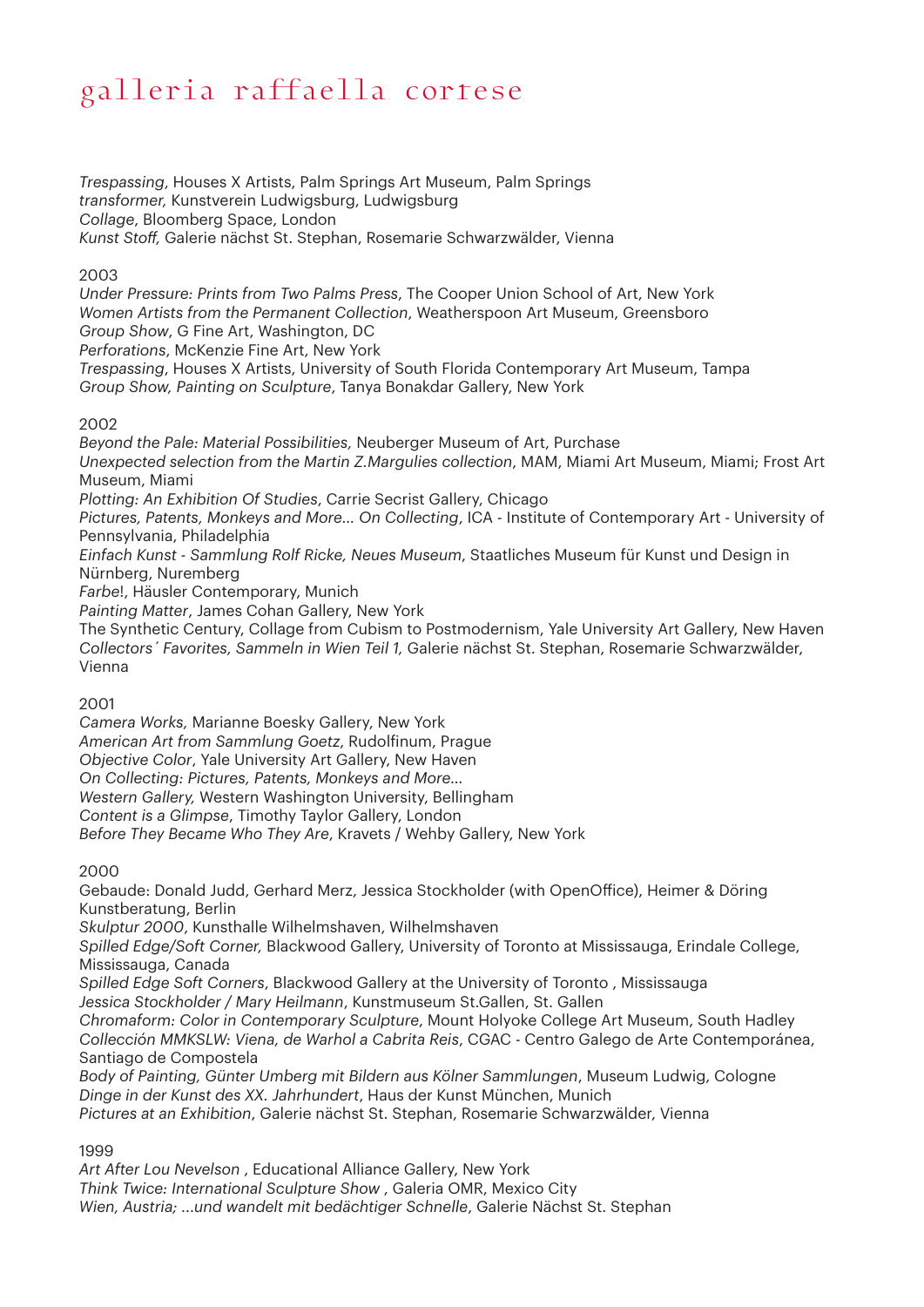*Trespassing*, Houses X Artists, Palm Springs Art Museum, Palm Springs
*transformer,* Kunstverein Ludwigsburg, Ludwigsburg
*Collage*, Bloomberg Space, London
*Kunst Stoff,* Galerie nächst St. Stephan, Rosemarie Schwarzwälder, Vienna

2003
*Under Pressure: Prints from Two Palms Press*, The Cooper Union School of Art, New York
*Women Artists from the Permanent Collection*, Weatherspoon Art Museum, Greensboro
*Group Show*, G Fine Art, Washington, DC
*Perforations*, McKenzie Fine Art, New York
*Trespassing*, Houses X Artists, University of South Florida Contemporary Art Museum, Tampa
*Group Show, Painting on Sculpture*, Tanya Bonakdar Gallery, New York

2002
*Beyond the Pale: Material Possibilities,* Neuberger Museum of Art, Purchase
*Unexpected selection from the Martin Z.Margulies collection*, MAM, Miami Art Museum, Miami; Frost Art Museum, Miami
*Plotting: An Exhibition Of Studies*, Carrie Secrist Gallery, Chicago
*Pictures, Patents, Monkeys and More… On Collecting*, ICA - Institute of Contemporary Art - University of Pennsylvania, Philadelphia
*Einfach Kunst - Sammlung Rolf Ricke, Neues Museum*, Staatliches Museum für Kunst und Design in Nürnberg, Nuremberg
*Farbe!*, Häusler Contemporary, Munich
*Painting Matter*, James Cohan Gallery, New York
The Synthetic Century, Collage from Cubism to Postmodernism, Yale University Art Gallery, New Haven
*Collectors´ Favorites, Sammeln in Wien Teil 1,* Galerie nächst St. Stephan, Rosemarie Schwarzwälder, Vienna

2001
*Camera Works,* Marianne Boesky Gallery, New York
*American Art from Sammlung Goetz*, Rudolfinum, Prague
*Objective Color*, Yale University Art Gallery, New Haven
*On Collecting: Pictures, Patents, Monkeys and More…*
*Western Gallery,* Western Washington University, Bellingham
*Content is a Glimpse*, Timothy Taylor Gallery, London
*Before They Became Who They Are*, Kravets / Wehby Gallery, New York

2000
Gebaude: Donald Judd, Gerhard Merz, Jessica Stockholder (with OpenOffice), Heimer & Döring Kunstberatung, Berlin
*Skulptur 2000*, Kunsthalle Wilhelmshaven, Wilhelmshaven
*Spilled Edge/Soft Corner,* Blackwood Gallery, University of Toronto at Mississauga, Erindale College, Mississauga, Canada
*Spilled Edge Soft Corners*, Blackwood Gallery at the University of Toronto , Mississauga
*Jessica Stockholder / Mary Heilmann*, Kunstmuseum St.Gallen, St. Gallen
*Chromaform: Color in Contemporary Sculpture*, Mount Holyoke College Art Museum, South Hadley
*Collección MMKSLW: Viena, de Warhol a Cabrita Reis*, CGAC - Centro Galego de Arte Contemporánea, Santiago de Compostela
*Body of Painting, Günter Umberg mit Bildern aus Kölner Sammlungen*, Museum Ludwig, Cologne
*Dinge in der Kunst des XX. Jahrhundert*, Haus der Kunst München, Munich
*Pictures at an Exhibition*, Galerie nächst St. Stephan, Rosemarie Schwarzwälder, Vienna

1999
*Art After Lou Nevelson* , Educational Alliance Gallery, New York
*Think Twice: International Sculpture Show* , Galeria OMR, Mexico City
*Wien, Austria; …und wandelt mit bedächtiger Schnelle*, Galerie Nächst St. Stephan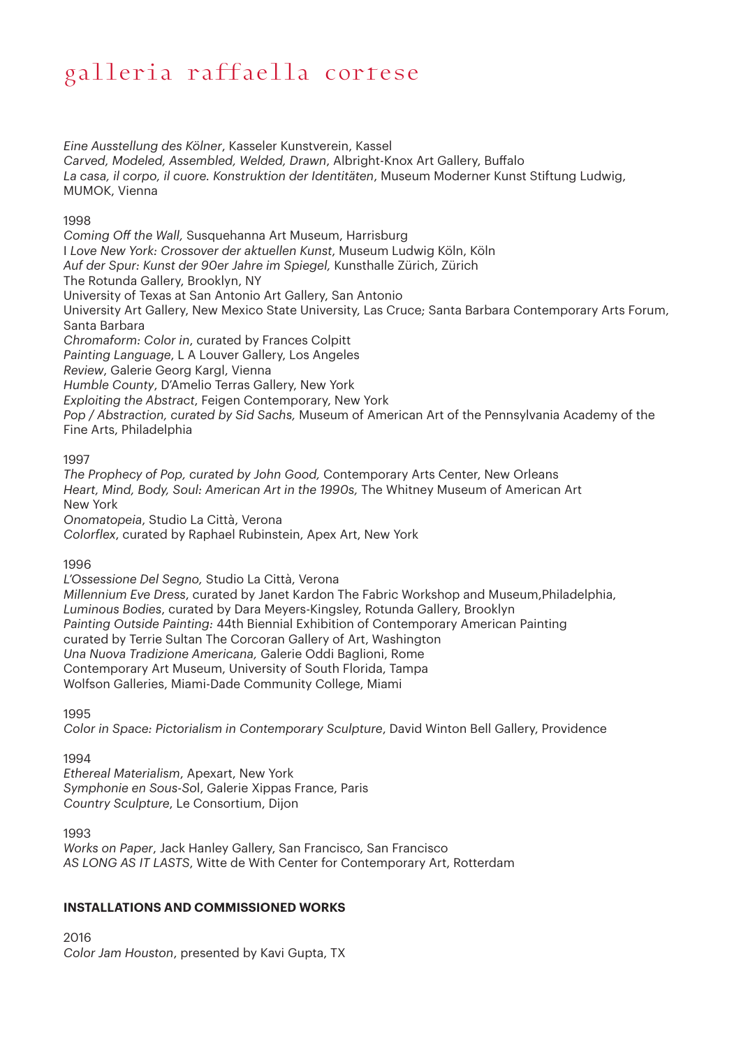*Eine Ausstellung des Kölner*, Kasseler Kunstverein, Kassel
*Carved, Modeled, Assembled, Welded, Drawn*, Albright-Knox Art Gallery, Buffalo
*La casa, il corpo, il cuore. Konstruktion der Identitäten*, Museum Moderner Kunst Stiftung Ludwig, MUMOK, Vienna

1998
*Coming Off the Wall,* Susquehanna Art Museum, Harrisburg
I *Love New York: Crossover der aktuellen Kunst*, Museum Ludwig Köln, Köln
*Auf der Spur: Kunst der 90er Jahre im Spiegel,* Kunsthalle Zürich, Zürich
The Rotunda Gallery, Brooklyn, NY
University of Texas at San Antonio Art Gallery, San Antonio
University Art Gallery, New Mexico State University, Las Cruce; Santa Barbara Contemporary Arts Forum, Santa Barbara
*Chromaform: Color in*, curated by Frances Colpitt
*Painting Language*, L A Louver Gallery, Los Angeles
*Review*, Galerie Georg Kargl, Vienna
*Humble County*, D'Amelio Terras Gallery, New York
*Exploiting the Abstract*, Feigen Contemporary, New York
*Pop / Abstraction, curated by Sid Sachs,* Museum of American Art of the Pennsylvania Academy of the Fine Arts, Philadelphia

1997
*The Prophecy of Pop, curated by John Good,* Contemporary Arts Center, New Orleans
*Heart, Mind, Body, Soul: American Art in the 1990s,* The Whitney Museum of American Art New York
*Onomatopeia*, Studio La Città, Verona
*Colorflex*, curated by Raphael Rubinstein, Apex Art, New York

1996
*L'Ossessione Del Segno,* Studio La Città, Verona
*Millennium Eve Dress*, curated by Janet Kardon The Fabric Workshop and Museum,Philadelphia,
*Luminous Bodies*, curated by Dara Meyers-Kingsley, Rotunda Gallery, Brooklyn
*Painting Outside Painting:* 44th Biennial Exhibition of Contemporary American Painting curated by Terrie Sultan The Corcoran Gallery of Art, Washington
*Una Nuova Tradizione Americana,* Galerie Oddi Baglioni, Rome
Contemporary Art Museum, University of South Florida, Tampa
Wolfson Galleries, Miami-Dade Community College, Miami

1995
*Color in Space: Pictorialism in Contemporary Sculpture*, David Winton Bell Gallery, Providence

1994
*Ethereal Materialism*, Apexart, New York
*Symphonie en Sous-Sol*, Galerie Xippas France, Paris
*Country Sculpture*, Le Consortium, Dijon

1993
*Works on Paper*, Jack Hanley Gallery, San Francisco, San Francisco
*AS LONG AS IT LASTS*, Witte de With Center for Contemporary Art, Rotterdam

**INSTALLATIONS AND COMMISSIONED WORKS**

2016
*Color Jam Houston*, presented by Kavi Gupta, TX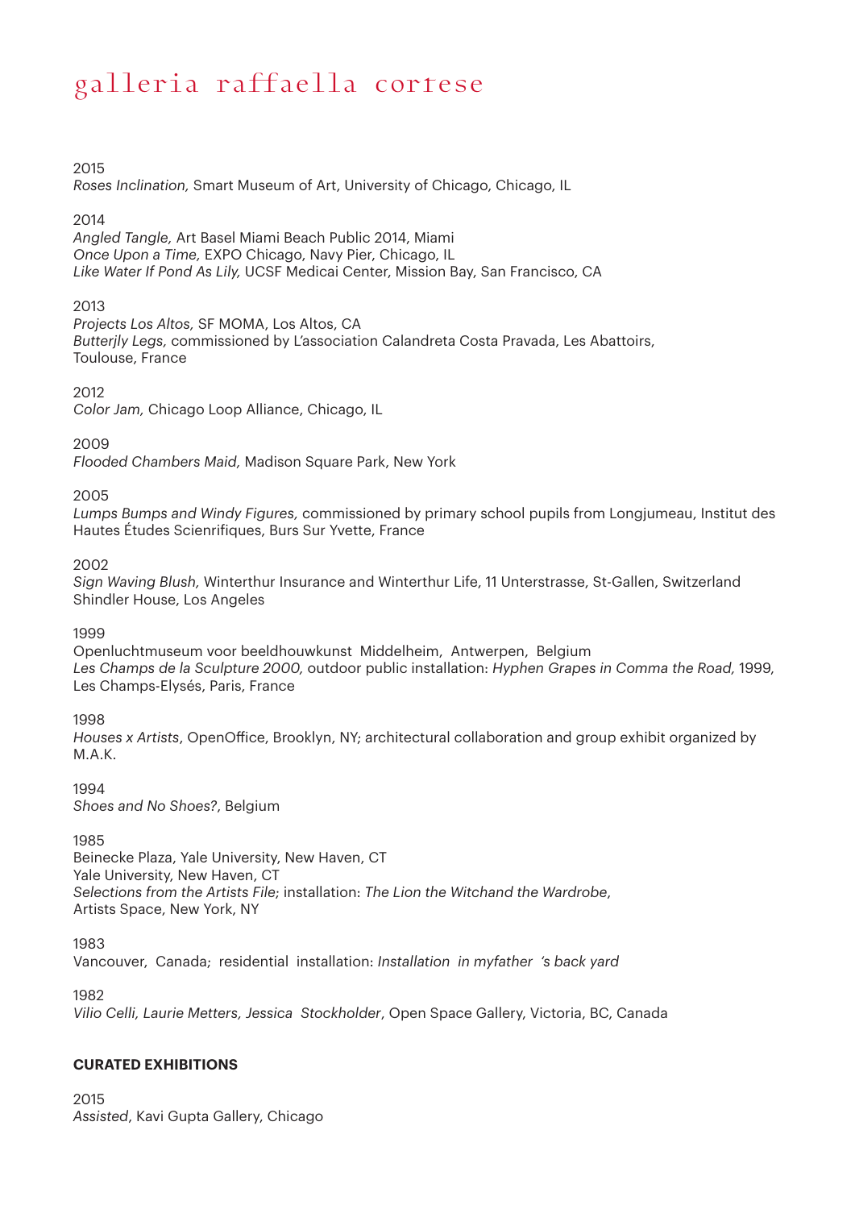# galleria raffaella cortese

2015
*Roses Inclination,* Smart Museum of Art, University of Chicago, Chicago, IL

2014
*Angled Tangle,* Art Basel Miami Beach Public 2014, Miami
*Once Upon a Time,* EXPO Chicago, Navy Pier, Chicago, IL
*Like Water If Pond As Lily,* UCSF Medicai Center, Mission Bay, San Francisco, CA

2013
*Projects Los Altos,* SF MOMA, Los Altos, CA
*Butterjly Legs,* commissioned by L'association Calandreta Costa Pravada, Les Abattoirs, Toulouse, France

2012
*Color Jam,* Chicago Loop Alliance, Chicago, IL

2009
*Flooded Chambers Maid,* Madison Square Park, New York

2005
*Lumps Bumps and Windy Figures,* commissioned by primary school pupils from Longjumeau, Institut des Hautes Études Scienrifiques, Burs Sur Yvette, France

2002
*Sign Waving Blush,* Winterthur Insurance and Winterthur Life, 11 Unterstrasse, St-Gallen, Switzerland
Shindler House, Los Angeles

1999
Openluchtmuseum voor beeldhouwkunst Middelheim, Antwerpen, Belgium
*Les Champs de la Sculpture 2000,* outdoor public installation: *Hyphen Grapes in Comma the Road,* 1999, Les Champs-Elysés, Paris, France

1998
*Houses x Artists*, OpenOffice, Brooklyn, NY; architectural collaboration and group exhibit organized by M.A.K.

1994
*Shoes and No Shoes?*, Belgium

1985
Beinecke Plaza, Yale University, New Haven, CT
Yale University, New Haven, CT
*Selections from the Artists File*; installation: *The Lion the Witchand the Wardrobe*, Artists Space, New York, NY

1983
Vancouver, Canada; residential installation: *Installation in myfather 's back yard*

1982
*Vilio Celli, Laurie Metters, Jessica Stockholder*, Open Space Gallery, Victoria, BC, Canada

**CURATED EXHIBITIONS**

2015
*Assisted*, Kavi Gupta Gallery, Chicago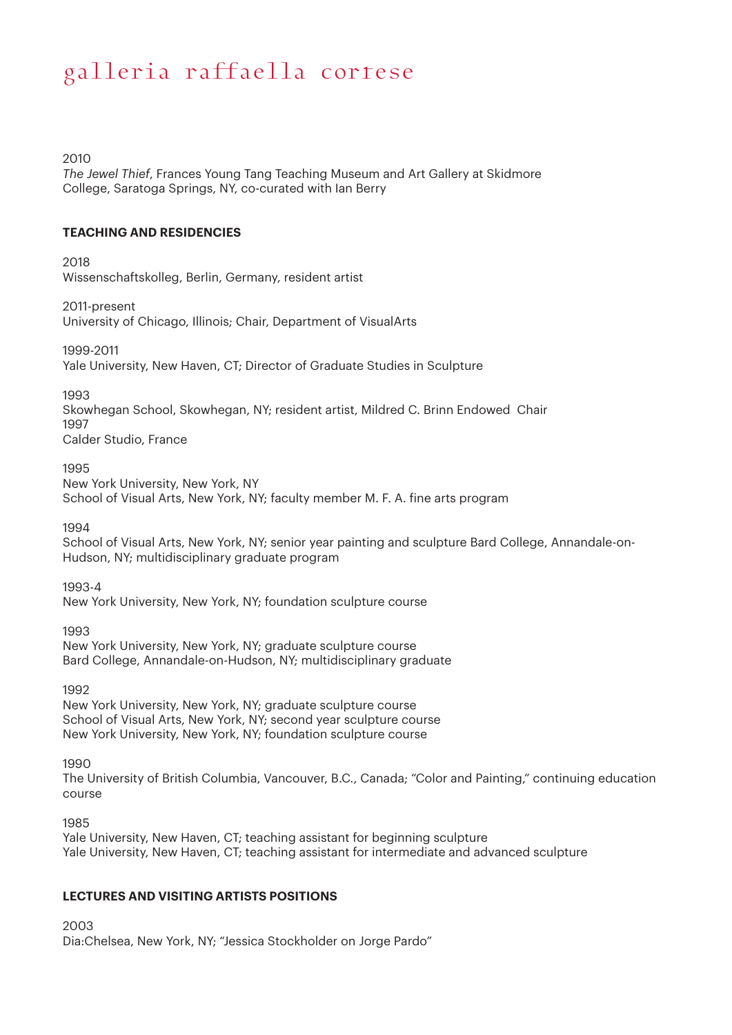2010
*The Jewel Thief*, Frances Young Tang Teaching Museum and Art Gallery at Skidmore College, Saratoga Springs, NY, co-curated with Ian Berry

**TEACHING AND RESIDENCIES**

2018
Wissenschaftskolleg, Berlin, Germany, resident artist

2011-present
University of Chicago, Illinois; Chair, Department of VisualArts

1999-2011
Yale University, New Haven, CT; Director of Graduate Studies in Sculpture

1993
Skowhegan School, Skowhegan, NY; resident artist, Mildred C. Brinn Endowed Chair
1997
Calder Studio, France

1995
New York University, New York, NY
School of Visual Arts, New York, NY; faculty member M. F. A. fine arts program

1994
School of Visual Arts, New York, NY; senior year painting and sculpture Bard College, Annandale-on-Hudson, NY; multidisciplinary graduate program

1993-4
New York University, New York, NY; foundation sculpture course

1993
New York University, New York, NY; graduate sculpture course
Bard College, Annandale-on-Hudson, NY; multidisciplinary graduate

1992
New York University, New York, NY; graduate sculpture course
School of Visual Arts, New York, NY; second year sculpture course
New York University, New York, NY; foundation sculpture course

1990
The University of British Columbia, Vancouver, B.C., Canada; "Color and Painting," continuing education course

1985
Yale University, New Haven, CT; teaching assistant for beginning sculpture
Yale University, New Haven, CT; teaching assistant for intermediate and advanced sculpture

**LECTURES AND VISITING ARTISTS POSITIONS**

2003
Dia:Chelsea, New York, NY; "Jessica Stockholder on Jorge Pardo"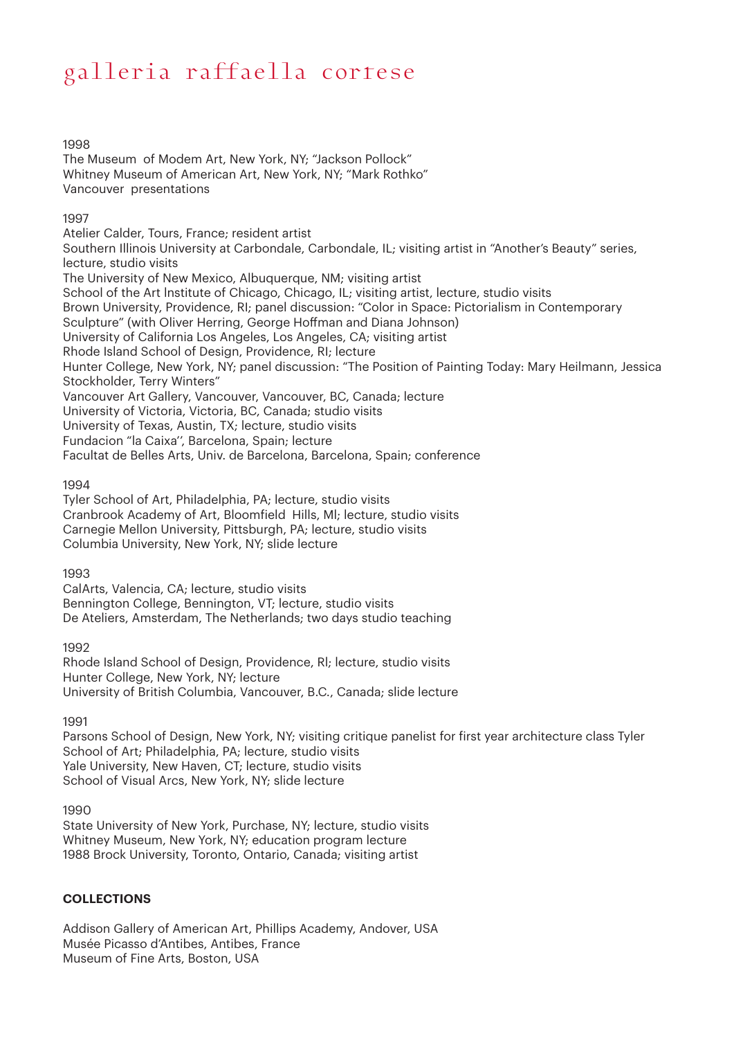1998
The Museum of Modem Art, New York, NY; "Jackson Pollock"
Whitney Museum of American Art, New York, NY; "Mark Rothko"
Vancouver presentations

1997
Atelier Calder, Tours, France; resident artist
Southern Illinois University at Carbondale, Carbondale, IL; visiting artist in "Another's Beauty" series, lecture, studio visits
The University of New Mexico, Albuquerque, NM; visiting artist
School of the Art Institute of Chicago, Chicago, IL; visiting artist, lecture, studio visits
Brown University, Providence, RI; panel discussion: "Color in Space: Pictorialism in Contemporary Sculpture" (with Oliver Herring, George Hoffman and Diana Johnson)
University of California Los Angeles, Los Angeles, CA; visiting artist
Rhode Island School of Design, Providence, RI; lecture
Hunter College, New York, NY; panel discussion: "The Position of Painting Today: Mary Heilmann, Jessica Stockholder, Terry Winters"
Vancouver Art Gallery, Vancouver, Vancouver, BC, Canada; lecture
University of Victoria, Victoria, BC, Canada; studio visits
University of Texas, Austin, TX; lecture, studio visits
Fundacion "la Caixa'', Barcelona, Spain; lecture
Facultat de Belles Arts, Univ. de Barcelona, Barcelona, Spain; conference

1994
Tyler School of Art, Philadelphia, PA; lecture, studio visits
Cranbrook Academy of Art, Bloomfield Hills, MI; lecture, studio visits
Carnegie Mellon University, Pittsburgh, PA; lecture, studio visits
Columbia University, New York, NY; slide lecture

1993
CalArts, Valencia, CA; lecture, studio visits
Bennington College, Bennington, VT; lecture, studio visits
De Ateliers, Amsterdam, The Netherlands; two days studio teaching

1992
Rhode Island School of Design, Providence, RI; lecture, studio visits
Hunter College, New York, NY; lecture
University of British Columbia, Vancouver, B.C., Canada; slide lecture

1991
Parsons School of Design, New York, NY; visiting critique panelist for first year architecture class Tyler School of Art; Philadelphia, PA; lecture, studio visits
Yale University, New Haven, CT; lecture, studio visits
School of Visual Arcs, New York, NY; slide lecture

1990
State University of New York, Purchase, NY; lecture, studio visits
Whitney Museum, New York, NY; education program lecture
1988 Brock University, Toronto, Ontario, Canada; visiting artist

**COLLECTIONS**

Addison Gallery of American Art, Phillips Academy, Andover, USA
Musée Picasso d'Antibes, Antibes, France
Museum of Fine Arts, Boston, USA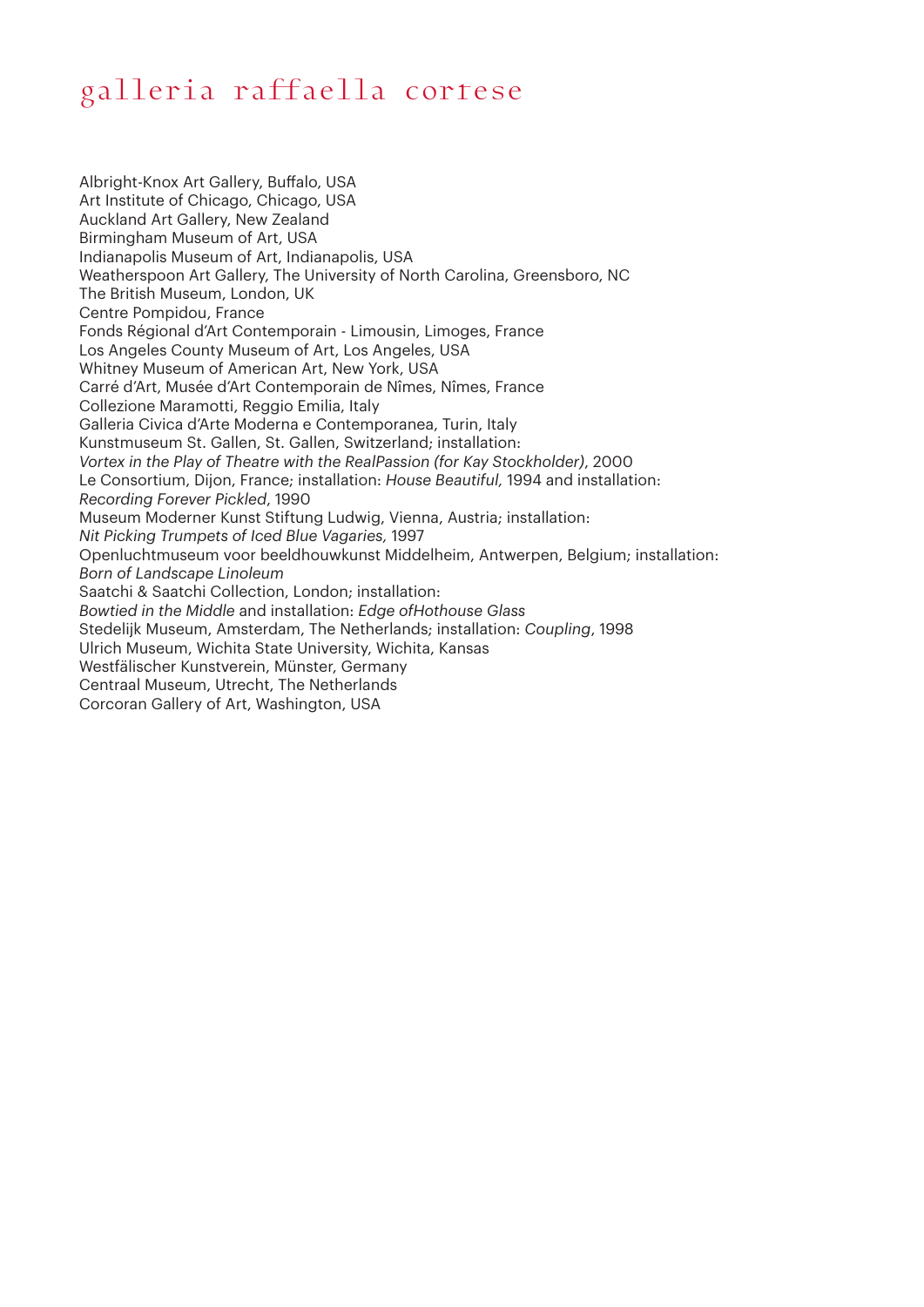Albright-Knox Art Gallery, Buffalo, USA
Art Institute of Chicago, Chicago, USA
Auckland Art Gallery, New Zealand
Birmingham Museum of Art, USA
Indianapolis Museum of Art, Indianapolis, USA
Weatherspoon Art Gallery, The University of North Carolina, Greensboro, NC
The British Museum, London, UK
Centre Pompidou, France
Fonds Régional d'Art Contemporain - Limousin, Limoges, France
Los Angeles County Museum of Art, Los Angeles, USA
Whitney Museum of American Art, New York, USA
Carré d'Art, Musée d'Art Contemporain de Nîmes, Nîmes, France
Collezione Maramotti, Reggio Emilia, Italy
Galleria Civica d'Arte Moderna e Contemporanea, Turin, Italy
Kunstmuseum St. Gallen, St. Gallen, Switzerland; installation:
*Vortex in the Play of Theatre with the RealPassion (for Kay Stockholder)*, 2000
Le Consortium, Dijon, France; installation: *House Beautiful*, 1994 and installation:
*Recording Forever Pickled*, 1990
Museum Moderner Kunst Stiftung Ludwig, Vienna, Austria; installation:
*Nit Picking Trumpets of Iced Blue Vagaries,* 1997
Openluchtmuseum voor beeldhouwkunst Middelheim, Antwerpen, Belgium; installation:
*Born of Landscape Linoleum*
Saatchi & Saatchi Collection, London; installation:
*Bowtied in the Middle* and installation: *Edge ofHothouse Glass*
Stedelijk Museum, Amsterdam, The Netherlands; installation: *Coupling*, 1998
Ulrich Museum, Wichita State University, Wichita, Kansas
Westfälischer Kunstverein, Münster, Germany
Centraal Museum, Utrecht, The Netherlands
Corcoran Gallery of Art, Washington, USA